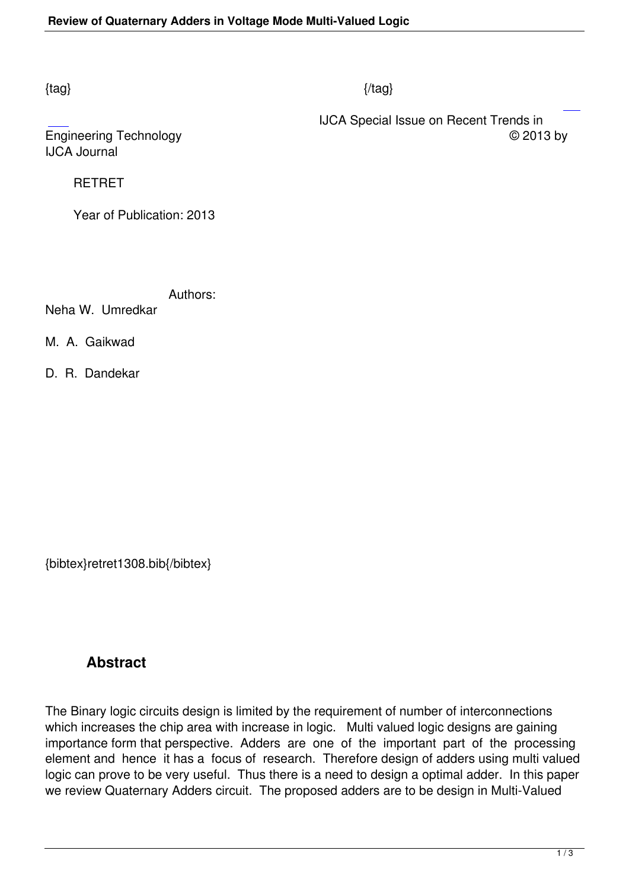{tag} {/tag}

IJCA Special Issue on Recent Trends in Engineering Technology © 2013 by IJCA Journal

RETRET

Year of Publication: 2013

Authors:

Neha W. Umredkar

M. A. Gaikwad

D. R. Dandekar

{bibtex}retret1308.bib{/bibtex}

## Abstract

The Binary logic circuits design is limited by the requirement of number of interconnections which increases the chip area with increase in logic. Multi valued logic designs are gaining importance form that perspective. Adders are one of the important part of the processing element and hence it has a focus of research. Therefore design of adders using multi valued logic can prove to be very useful. Thus there is a need to design a optimal adder. In this paper we review Quaternary Adders circuit. The proposed adders are to be design in Multi-Valued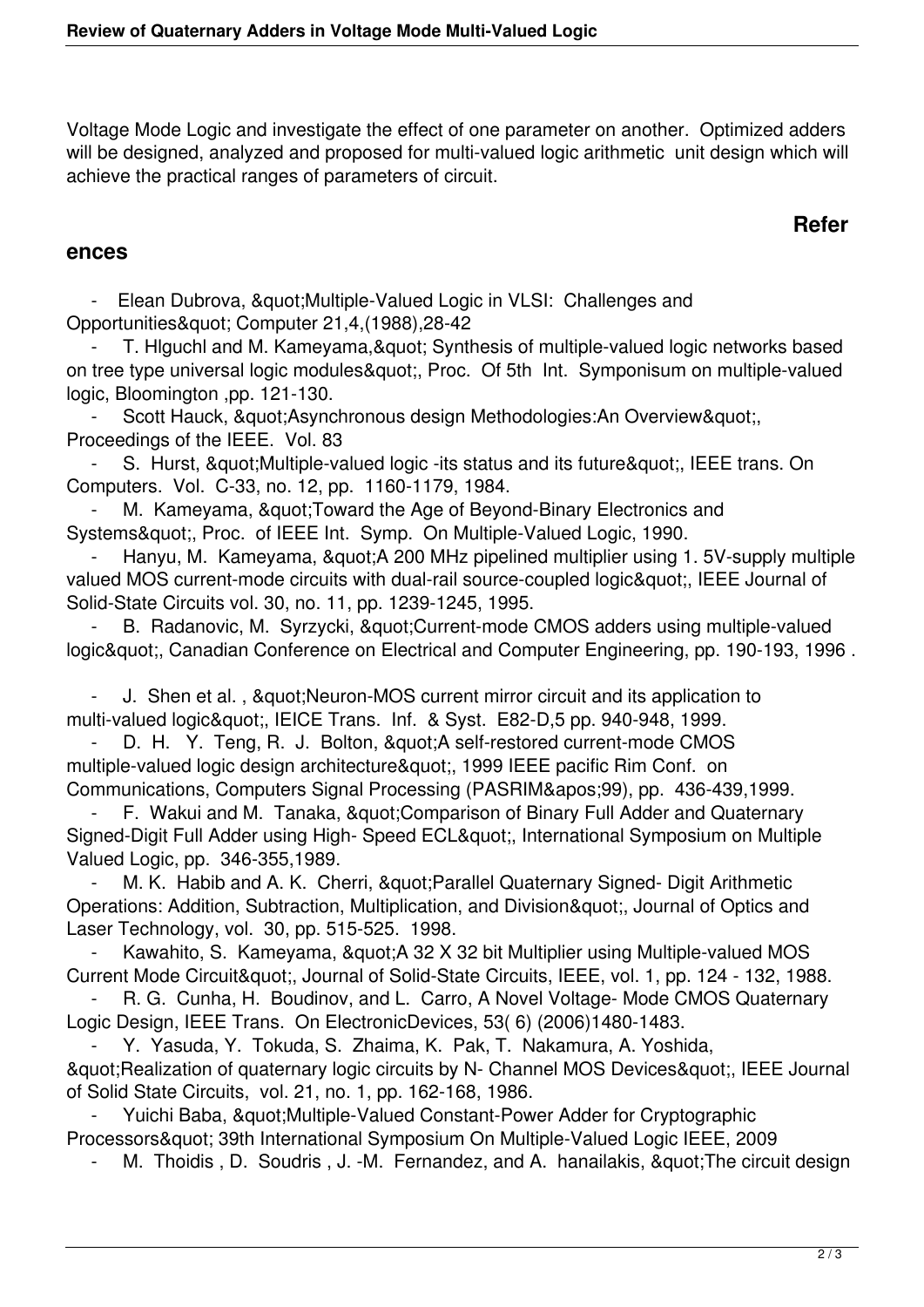Voltage Mode Logic and investigate the effect of one parameter on another. Optimized adders will be designed, analyzed and proposed for multi-valued logic arithmetic unit design which will achieve the practical ranges of parameters of circuit.

## References

- Elean Dubrova, &quot;Multiple-Valued Logic in VLSI: Challenges and Opportunities&quot; Computer 21,4,(1988),28-42
- T. Hlguchl and M. Kameyama,&quot; Synthesis of multiple-valued logic networks based on tree type universal logic modules&quot;, Proc. Of 5th Int. Symponisum on multiple-valued logic, Bloomington ,pp. 121-130.
- Scott Hauck, &quot;Asynchronous design Methodologies:An Overview&quot;, Proceedings of the IEEE. Vol. 83
- S. Hurst, &quot;Multiple-valued logic -its status and its future&quot;, IEEE trans. On Computers. Vol. C-33, no. 12, pp. 1160-1179, 1984.
- M. Kameyama, &quot;Toward the Age of Beyond-Binary Electronics and Systems&quot;, Proc. of IEEE Int. Symp. On Multiple-Valued Logic, 1990.
- Hanyu, M. Kameyama, &quot;A 200 MHz pipelined multiplier using 1. 5V-supply multiple valued MOS current-mode circuits with dual-rail source-coupled logic&quot;, IEEE Journal of Solid-State Circuits vol. 30, no. 11, pp. 1239-1245, 1995.
- B. Radanovic, M. Syrzycki, &quot;Current-mode CMOS adders using multiple-valued logic&quot;, Canadian Conference on Electrical and Computer Engineering, pp. 190-193, 1996 .
- J. Shen et al. , &quot;Neuron-MOS current mirror circuit and its application to multi-valued logic&quot;, IEICE Trans. Inf. & Syst. E82-D,5 pp. 940-948, 1999.
- D. H. Y. Teng, R. J. Bolton, &quot;A self-restored current-mode CMOS multiple-valued logic design architecture&quot;, 1999 IEEE pacific Rim Conf. on Communications, Computers Signal Processing (PASRIM&apos;99), pp. 436-439,1999.
- F. Wakui and M. Tanaka, &quot;Comparison of Binary Full Adder and Quaternary Signed-Digit Full Adder using High- Speed ECL&quot;, International Symposium on Multiple Valued Logic, pp. 346-355,1989.
- M. K. Habib and A. K. Cherri, &quot;Parallel Quaternary Signed- Digit Arithmetic Operations: Addition, Subtraction, Multiplication, and Division&quot;, Journal of Optics and Laser Technology, vol. 30, pp. 515-525. 1998.
- Kawahito, S. Kameyama, &quot;A 32 X 32 bit Multiplier using Multiple-valued MOS Current Mode Circuit&quot;, Journal of Solid-State Circuits, IEEE, vol. 1, pp. 124 - 132, 1988.
- R. G. Cunha, H. Boudinov, and L. Carro, A Novel Voltage- Mode CMOS Quaternary Logic Design, IEEE Trans. On ElectronicDevices, 53( 6) (2006)1480-1483.
- Y. Yasuda, Y. Tokuda, S. Zhaima, K. Pak, T. Nakamura, A. Yoshida, &quot;Realization of quaternary logic circuits by N- Channel MOS Devices&quot;, IEEE Journal of Solid State Circuits, vol. 21, no. 1, pp. 162-168, 1986.
- Yuichi Baba, &quot;Multiple-Valued Constant-Power Adder for Cryptographic Processors&quot; 39th International Symposium On Multiple-Valued Logic IEEE, 2009
- M. Thoidis , D. Soudris , J. -M. Fernandez, and A. hanailakis, &quot;The circuit design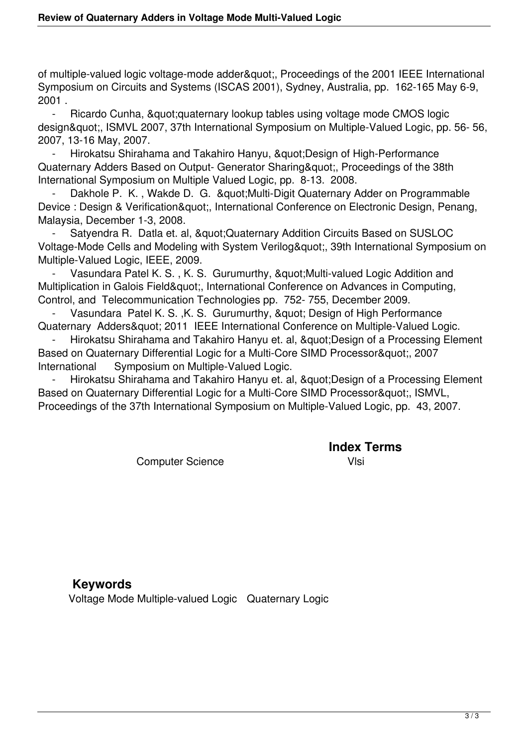of multiple-valued logic voltage-mode adder&quot;, Proceedings of the 2001 IEEE International Symposium on Circuits and Systems (ISCAS 2001), Sydney, Australia, pp. 162-165 May 6-9, 2001 .

- Ricardo Cunha, &quot;quaternary lookup tables using voltage mode CMOS logic design&quot;, ISMVL 2007, 37th International Symposium on Multiple-Valued Logic, pp. 56- 56, 2007, 13-16 May, 2007.
- Hirokatsu Shirahama and Takahiro Hanyu, &quot;Design of High-Performance Quaternary Adders Based on Output- Generator Sharing&quot;, Proceedings of the 38th International Symposium on Multiple Valued Logic, pp. 8-13. 2008.
- Dakhole P. K. , Wakde D. G. &quot;Multi-Digit Quaternary Adder on Programmable Device : Design & Verification&quot;, International Conference on Electronic Design, Penang, Malaysia, December 1-3, 2008.
- Satyendra R. Datla et. al, &quot;Quaternary Addition Circuits Based on SUSLOC Voltage-Mode Cells and Modeling with System Verilog&quot;, 39th International Symposium on Multiple-Valued Logic, IEEE, 2009.
- Vasundara Patel K. S. , K. S. Gurumurthy, &quot;Multi-valued Logic Addition and Multiplication in Galois Field&quot;, International Conference on Advances in Computing, Control, and Telecommunication Technologies pp. 752- 755, December 2009.
- Vasundara Patel K. S. ,K. S. Gurumurthy, &quot; Design of High Performance Quaternary Adders&quot; 2011 IEEE International Conference on Multiple-Valued Logic.
- Hirokatsu Shirahama and Takahiro Hanyu et. al, &quot;Design of a Processing Element Based on Quaternary Differential Logic for a Multi-Core SIMD Processor&quot;, 2007 International Symposium on Multiple-Valued Logic.
- Hirokatsu Shirahama and Takahiro Hanyu et. al, &quot;Design of a Processing Element Based on Quaternary Differential Logic for a Multi-Core SIMD Processor&quot;, ISMVL, Proceedings of the 37th International Symposium on Multiple-Valued Logic, pp. 43, 2007.

## Index Terms

Computer Science Vlsi

## Keywords

Voltage Mode Multiple-valued Logic Quaternary Logic